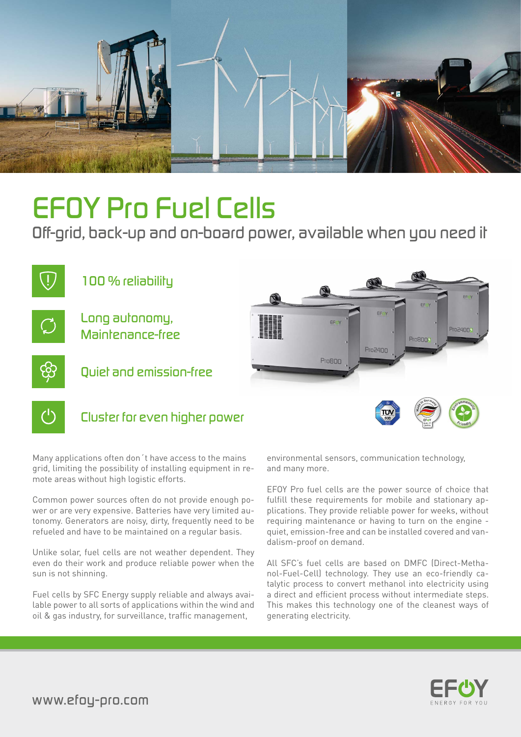# EFOY Pro Fuel Cells

## Off-grid, back-up and on-board power, available when you need it

- 100 % reliability
- Long autonomy, Maintenance-free
- Quiet and emission-free
- Cluster for even higher power

Many applications often don´t have access to the mains grid, limiting the possibility of installing equipment in remote areas without high logistic efforts.

Common power sources often do not provide enough power or are very expensive. Batteries have very limited autonomy. Generators are noisy, dirty, frequently need to be refueled and have to be maintained on a regular basis.

Unlike solar, fuel cells are not weather dependent. They even do their work and produce reliable power when the sun is not shinning.

Fuel cells by SFC Energy supply reliable and always available power to all sorts of applications within the wind and oil & gas industry, for surveillance, traffic management, environmental sensors, communication technology, and many more.

EFOY Pro fuel cells are the power source of choice that fulfill these requirements for mobile and stationary applications. They provide reliable power for weeks, without requiring maintenance or having to turn on the engine - quiet, emission-free and can be installed covered and vandalism-proof on demand.

All SFC's fuel cells are based on DMFC (Direct-Methanol-Fuel-Cell) technology. They use an eco-friendly catalytic process to convert methanol into electricity using a direct and efficient process without intermediate steps. This makes this technology one of the cleanest ways of generating electricity.

www.efoy-pro.com

EFOY ENERGY FOR YOU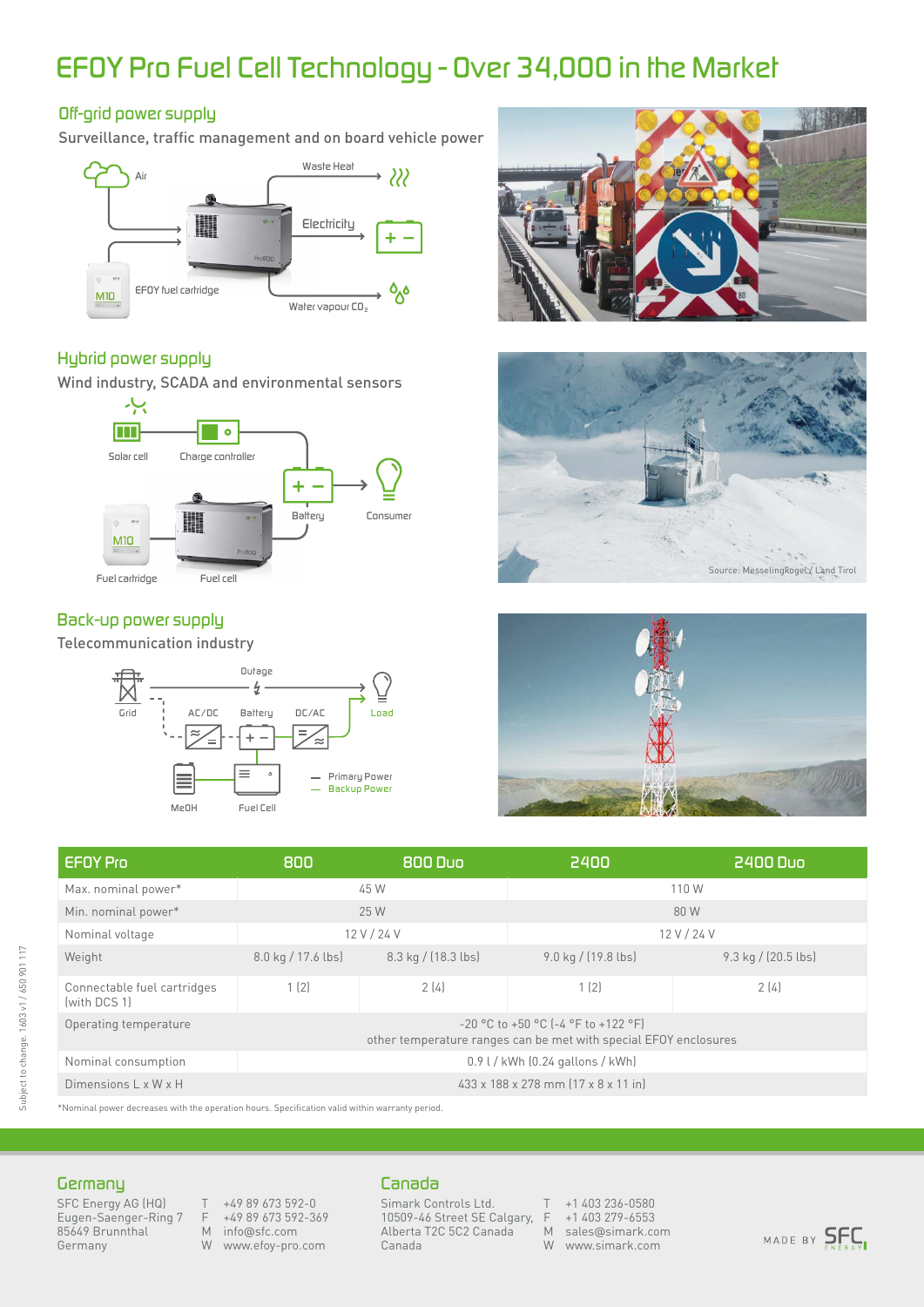# EFOY Pro Fuel Cell Technology - Over 34,000 in the Market

## Off-grid power supply

Surveillance, traffic management and on board vehicle power

Air

Waste Heat

Electricity

EFOY fuel cartridge

Water vapour $CO_2$

## Hybrid power supply

Wind industry, SCADA and environmental sensors

Solar cell

Charge controller

Battery

Consumer

Fuel cartridge

Fuel cell

Source: MesselingRogel / Land Tirol

## Back-up power supply

Telecommunication industry

Outage

Grid

AC/DC

Battery

DC/AC

Load

MeOH

Fuel Cell

Primary Power

Backup Power

| EFOY Pro | 800 | 800 Duo | 2400 | 2400 Duo |
|---|---|---|---|---|
| Max. nominal power* | 45 W | | 110 W | |
| Min. nominal power* | 25 W | | 80 W | |
| Nominal voltage | 12 V / 24 V | | 12 V / 24 V | |
| Weight | 8.0 kg / 17.6 lbs) | 8.3 kg / (18.3 lbs) | 9.0 kg / (19.8 lbs) | 9.3 kg / (20.5 lbs) |
| Connectable fuel cartridges (with DCS 1) | 1 (2) | 2 (4) | 1 (2) | 2 (4) |
| Operating temperature | -20 °C to +50 °C (-4 °F to +122 °F) other temperature ranges can be met with special EFOY enclosures | | | |
| Nominal consumption | 0.9 l / kWh (0.24 gallons / kWh) | | | |
| Dimensions L x W x H | 433 x 188 x 278 mm (17 x 8 x 11 in) | | | |

*Nominal power decreases with the operation hours. Specification valid within warranty period.

Subject to change. 1603 v1 / 650 901 117

## Germany

SFC Energy AG (HQ)
Eugen-Saenger-Ring 7
85649 Brunnthal
Germany

T +49 89 673 592-0
F +49 89 673 592-369
M info@sfc.com
W www.efoy-pro.com

## Canada

Simark Controls Ltd.
10509-46 Street SE Calgary,
Alberta T2C 5C2 Canada
Canada

T +1 403 236-0580
F +1 403 279-6553
M sales@simark.com
W www.simark.com

MADE BY SFC ENERGY